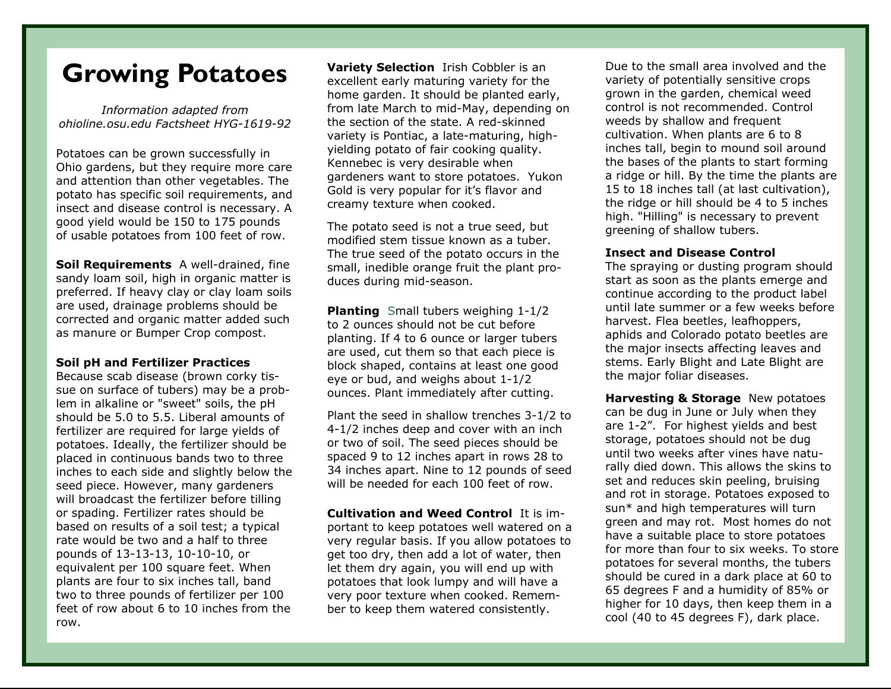# Growing Potatoes

*Information adapted from ohioline.osu.edu Factsheet HYG-1619-92*

Potatoes can be grown successfully in Ohio gardens, but they require more care and attention than other vegetables. The potato has specific soil requirements, and insect and disease control is necessary. A good yield would be 150 to 175 pounds of usable potatoes from 100 feet of row.

**Soil Requirements** A well-drained, fine sandy loam soil, high in organic matter is preferred. If heavy clay or clay loam soils are used, drainage problems should be corrected and organic matter added such as manure or Bumper Crop compost.

**Soil pH and Fertilizer Practices**
Because scab disease (brown corky tissue on surface of tubers) may be a problem in alkaline or "sweet" soils, the pH should be 5.0 to 5.5. Liberal amounts of fertilizer are required for large yields of potatoes. Ideally, the fertilizer should be placed in continuous bands two to three inches to each side and slightly below the seed piece. However, many gardeners will broadcast the fertilizer before tilling or spading. Fertilizer rates should be based on results of a soil test; a typical rate would be two and a half to three pounds of 13-13-13, 10-10-10, or equivalent per 100 square feet. When plants are four to six inches tall, band two to three pounds of fertilizer per 100 feet of row about 6 to 10 inches from the row.

**Variety Selection** Irish Cobbler is an excellent early maturing variety for the home garden. It should be planted early, from late March to mid-May, depending on the section of the state. A red-skinned variety is Pontiac, a late-maturing, high-yielding potato of fair cooking quality. Kennebec is very desirable when gardeners want to store potatoes. Yukon Gold is very popular for it's flavor and creamy texture when cooked.

The potato seed is not a true seed, but modified stem tissue known as a tuber. The true seed of the potato occurs in the small, inedible orange fruit the plant produces during mid-season.

**Planting** Small tubers weighing 1-1/2 to 2 ounces should not be cut before planting. If 4 to 6 ounce or larger tubers are used, cut them so that each piece is block shaped, contains at least one good eye or bud, and weighs about 1-1/2 ounces. Plant immediately after cutting.

Plant the seed in shallow trenches 3-1/2 to 4-1/2 inches deep and cover with an inch or two of soil. The seed pieces should be spaced 9 to 12 inches apart in rows 28 to 34 inches apart. Nine to 12 pounds of seed will be needed for each 100 feet of row.

**Cultivation and Weed Control** It is important to keep potatoes well watered on a very regular basis. If you allow potatoes to get too dry, then add a lot of water, then let them dry again, you will end up with potatoes that look lumpy and will have a very poor texture when cooked. Remember to keep them watered consistently.

Due to the small area involved and the variety of potentially sensitive crops grown in the garden, chemical weed control is not recommended. Control weeds by shallow and frequent cultivation. When plants are 6 to 8 inches tall, begin to mound soil around the bases of the plants to start forming a ridge or hill. By the time the plants are 15 to 18 inches tall (at last cultivation), the ridge or hill should be 4 to 5 inches high. "Hilling" is necessary to prevent greening of shallow tubers.

**Insect and Disease Control**
The spraying or dusting program should start as soon as the plants emerge and continue according to the product label until late summer or a few weeks before harvest. Flea beetles, leafhoppers, aphids and Colorado potato beetles are the major insects affecting leaves and stems. Early Blight and Late Blight are the major foliar diseases.

**Harvesting & Storage** New potatoes can be dug in June or July when they are 1-2". For highest yields and best storage, potatoes should not be dug until two weeks after vines have naturally died down. This allows the skins to set and reduces skin peeling, bruising and rot in storage. Potatoes exposed to sun* and high temperatures will turn green and may rot. Most homes do not have a suitable place to store potatoes for more than four to six weeks. To store potatoes for several months, the tubers should be cured in a dark place at 60 to 65 degrees F and a humidity of 85% or higher for 10 days, then keep them in a cool (40 to 45 degrees F), dark place.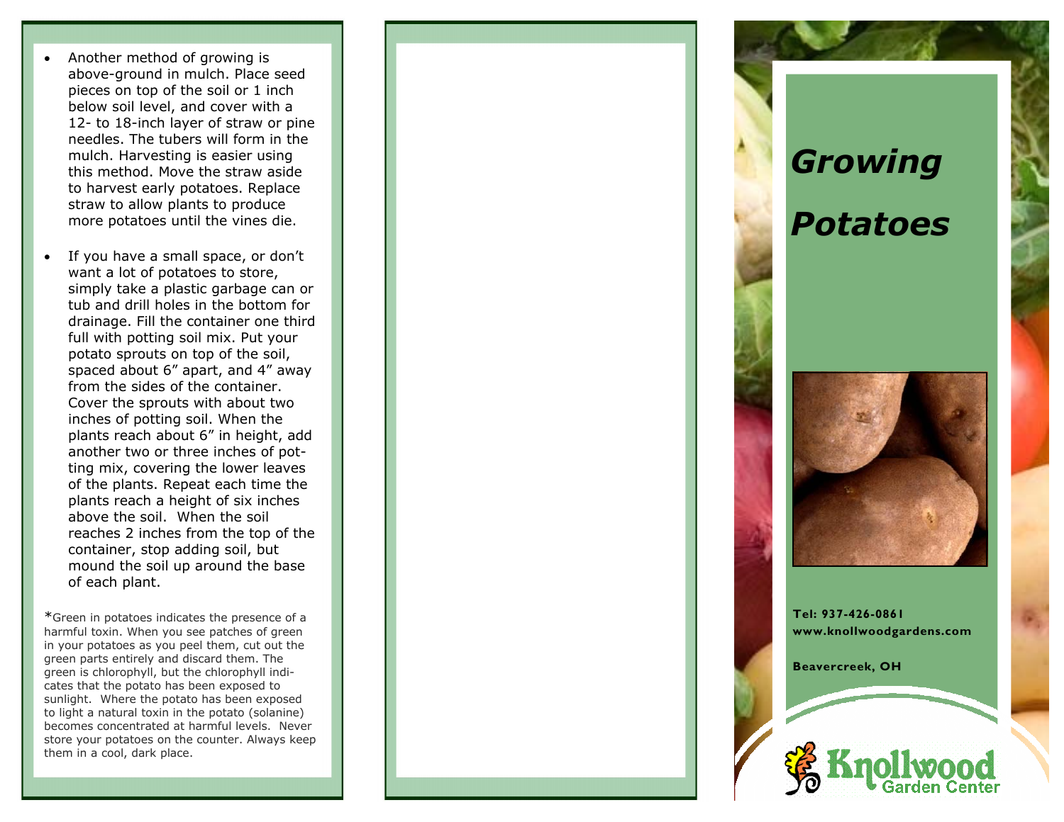- Another method of growing is above-ground in mulch. Place seed pieces on top of the soil or 1 inch below soil level, and cover with a 12- to 18-inch layer of straw or pine needles. The tubers will form in the mulch. Harvesting is easier using this method. Move the straw aside to harvest early potatoes. Replace straw to allow plants to produce more potatoes until the vines die.

- If you have a small space, or don't want a lot of potatoes to store, simply take a plastic garbage can or tub and drill holes in the bottom for drainage. Fill the container one third full with potting soil mix. Put your potato sprouts on top of the soil, spaced about 6" apart, and 4" away from the sides of the container. Cover the sprouts with about two inches of potting soil. When the plants reach about 6" in height, add another two or three inches of potting mix, covering the lower leaves of the plants. Repeat each time the plants reach a height of six inches above the soil. When the soil reaches 2 inches from the top of the container, stop adding soil, but mound the soil up around the base of each plant.

*Green in potatoes indicates the presence of a harmful toxin. When you see patches of green in your potatoes as you peel them, cut out the green parts entirely and discard them. The green is chlorophyll, but the chlorophyll indicates that the potato has been exposed to sunlight. Where the potato has been exposed to light a natural toxin in the potato (solanine) becomes concentrated at harmful levels. Never store your potatoes on the counter. Always keep them in a cool, dark place.

# *Growing Potatoes*

**Tel: 937-426-0861**
**www.knollwoodgardens.com**

**Beavercreek, OH**

Knollwood Garden Center